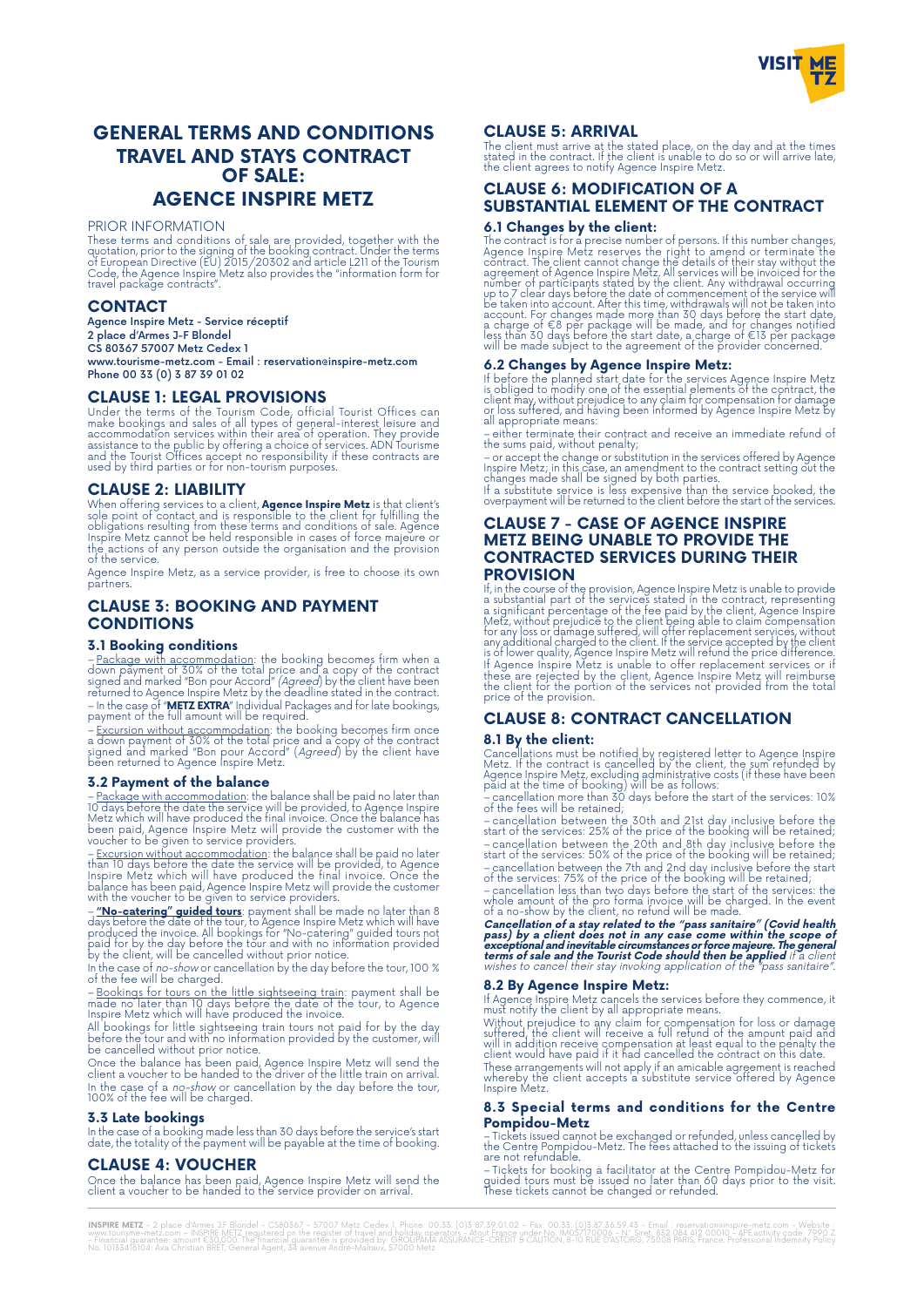# GENERAL TERMS AND CONDITIONS TRAVEL AND STAYS CONTRACT OF SALE: AGENCE INSPIRE METZ

PRIOR INFORMATION

These terms and conditions of sale are provided, together with the quotation, prior to the signing of the booking contract. Under the terms of European Directive (EU) 2015/20302 and article L211 of the Tourism Code, the Agence Inspire Metz also provides the "information form for travel package contracts".

## CONTACT

**Agence Inspire Metz - Service réceptif**
**2 place d'Armes J-F Blondel**
**CS 80367 57007 Metz Cedex 1**
**www.tourisme-metz.com - Email : reservation@inspire-metz.com**
**Phone 00 33 (0) 3 87 39 01 02**

## CLAUSE 1: LEGAL PROVISIONS

Under the terms of the Tourism Code, official Tourist Offices can make bookings and sales of all types of general-interest leisure and accommodation services within their area of operation. They provide assistance to the public by offering a choice of services. ADN Tourisme and the Tourist Offices accept no responsibility if these contracts are used by third parties or for non-tourism purposes.

## CLAUSE 2: LIABILITY

When offering services to a client, **Agence Inspire Metz** is that client's sole point of contact and is responsible to the client for fulfilling the obligations resulting from these terms and conditions of sale. Agence Inspire Metz cannot be held responsible in cases of force majeure or the actions of any person outside the organisation and the provision of the service.

Agence Inspire Metz, as a service provider, is free to choose its own partners.

## CLAUSE 3: BOOKING AND PAYMENT CONDITIONS

### 3.1 Booking conditions

– Package with accommodation: the booking becomes firm when a down payment of 30% of the total price and a copy of the contract signed and marked "Bon pour Accord" *(Agreed)* by the client have been returned to Agence Inspire Metz by the deadline stated in the contract.
– In the case of "**METZ EXTRA**" Individual Packages and for late bookings, payment of the full amount will be required.

– Excursion without accommodation: the booking becomes firm once a down payment of 30% of the total price and a copy of the contract signed and marked "Bon pour Accord" (*Agreed*) by the client have been returned to Agence Inspire Metz.

### 3.2 Payment of the balance

– Package with accommodation: the balance shall be paid no later than 10 days before the date the service will be provided, to Agence Inspire Metz which will have produced the final invoice. Once the balance has been paid, Agence Inspire Metz will provide the customer with the voucher to be given to service providers.

– Excursion without accommodation: the balance shall be paid no later than 10 days before the date the service will be provided, to Agence Inspire Metz which will have produced the final invoice. Once the balance has been paid, Agence Inspire Metz will provide the customer with the voucher to be given to service providers.

– **"No-catering" guided tours**: payment shall be made no later than 8 days before the date of the tour, to Agence Inspire Metz which will have produced the invoice. All bookings for "No-catering" guided tours not paid for by the day before the tour and with no information provided by the client, will be cancelled without prior notice.

In the case of *no-show* or cancellation by the day before the tour, 100 % of the fee will be charged.

– Bookings for tours on the little sightseeing train: payment shall be made no later than 10 days before the date of the tour, to Agence Inspire Metz which will have produced the invoice.

All bookings for little sightseeing train tours not paid for by the day before the tour and with no information provided by the customer, will be cancelled without prior notice.

Once the balance has been paid, Agence Inspire Metz will send the client a voucher to be handed to the driver of the little train on arrival.

In the case of a *no-show* or cancellation by the day before the tour, 100% of the fee will be charged.

### 3.3 Late bookings

In the case of a booking made less than 30 days before the service's start date, the totality of the payment will be payable at the time of booking.

## CLAUSE 4: VOUCHER

Once the balance has been paid, Agence Inspire Metz will send the client a voucher to be handed to the service provider on arrival.

## CLAUSE 5: ARRIVAL

The client must arrive at the stated place, on the day and at the times stated in the contract. If the client is unable to do so or will arrive late, the client agrees to notify Agence Inspire Metz.

## CLAUSE 6: MODIFICATION OF A SUBSTANTIAL ELEMENT OF THE CONTRACT

### 6.1 Changes by the client:

The contract is for a precise number of persons. If this number changes, Agence Inspire Metz reserves the right to amend or terminate the contract. The client cannot change the details of their stay without the agreement of Agence Inspire Metz. All services will be invoiced for the number of participants stated by the client. Any withdrawal occurring up to 7 clear days before the date of commencement of the service will be taken into account. After this time, withdrawals will not be taken into account. For changes made more than 30 days before the start date, a charge of €8 per package will be made, and for changes notified less than 30 days before the start date, a charge of €13 per package will be made subject to the agreement of the provider concerned.

### 6.2 Changes by Agence Inspire Metz:

If before the planned start date for the services Agence Inspire Metz is obliged to modify one of the essential elements of the contract, the client may, without prejudice to any claim for compensation for damage or loss suffered, and having been informed by Agence Inspire Metz by all appropriate means:

– either terminate their contract and receive an immediate refund of the sums paid, without penalty;

– or accept the change or substitution in the services offered by Agence Inspire Metz; in this case, an amendment to the contract setting out the changes made shall be signed by both parties.

If a substitute service is less expensive than the service booked, the overpayment will be returned to the client before the start of the services.

## CLAUSE 7 - CASE OF AGENCE INSPIRE METZ BEING UNABLE TO PROVIDE THE CONTRACTED SERVICES DURING THEIR PROVISION

If, in the course of the provision, Agence Inspire Metz is unable to provide a substantial part of the services stated in the contract, representing a significant percentage of the fee paid by the client, Agence Inspire Metz, without prejudice to the client being able to claim compensation for any loss or damage suffered, will offer replacement services, without any additional charged to the client. If the service accepted by the client is of lower quality, Agence Inspire Metz will refund the price difference. If Agence Inspire Metz is unable to offer replacement services or if these are rejected by the client, Agence Inspire Metz will reimburse the client for the portion of the services not provided from the total price of the provision.

## CLAUSE 8: CONTRACT CANCELLATION

### 8.1 By the client:

Cancellations must be notified by registered letter to Agence Inspire Metz. If the contract is cancelled by the client, the sum refunded by Agence Inspire Metz, excluding administrative costs (if these have been paid at the time of booking) will be as follows:

– cancellation more than 30 days before the start of the services: 10% of the fees will be retained;

– cancellation between the 30th and 21st day inclusive before the start of the services: 25% of the price of the booking will be retained;

– cancellation between the 20th and 8th day inclusive before the start of the services: 50% of the price of the booking will be retained;

– cancellation between the 7th and 2nd day inclusive before the start of the services: 75% of the price of the booking will be retained;

– cancellation less than two days before the start of the services: the whole amount of the pro forma invoice will be charged. In the event of a no-show by the client, no refund will be made.

***Cancellation of a stay related to the "pass sanitaire" (Covid health pass) by a client does not in any case come within the scope of exceptional and inevitable circumstances or force majeure. The general terms of sale and the Tourist Code should then be applied*** *if a client wishes to cancel their stay invoking application of the "pass sanitaire".*

### 8.2 By Agence Inspire Metz:

If Agence Inspire Metz cancels the services before they commence, it must notify the client by all appropriate means.

Without prejudice to any claim for compensation for loss or damage suffered, the client will receive a full refund of the amount paid and will in addition receive compensation at least equal to the penalty the client would have paid if it had cancelled the contract on this date.

These arrangements will not apply if an amicable agreement is reached whereby the client accepts a substitute service offered by Agence Inspire Metz.

### 8.3 Special terms and conditions for the Centre Pompidou-Metz

– Tickets issued cannot be exchanged or refunded, unless cancelled by the Centre Pompidou-Metz. The fees attached to the issuing of tickets are not refundable.

– Tickets for booking a facilitator at the Centre Pompidou-Metz for guided tours must be issued no later than 60 days prior to the visit. These tickets cannot be changed or refunded.

**INSPIRE METZ** - 2 place d'Armes J.F. Blondel - CS80367 - 57007 Metz Cedex 1. Phone: 00.33. (0)3 87.39.01.02 – Fax: 00.33. (0)3.87.36.59.43 – Email : reservation@inspire-metz.com – Website www.tourisme-metz.com – INSPIRE METZ registered on the register of travel and holiday operators - Atout France under No. IM057170006 - N° Siret: 832 084 412 00010 – APE activity code: 7990 Z – Financial guarantee: amount €30,000. The financial guarantee is provided by: GROUPAMA ASSURANCE-CREDIT & CAUTION, 8-10 RUE D'ASTORG, 75008 PARIS, France. Professional Indemnity Policy No. 10133410104: Axa Christian BRET, General Agent, 34 avenue André-Malraux, 57000 Metz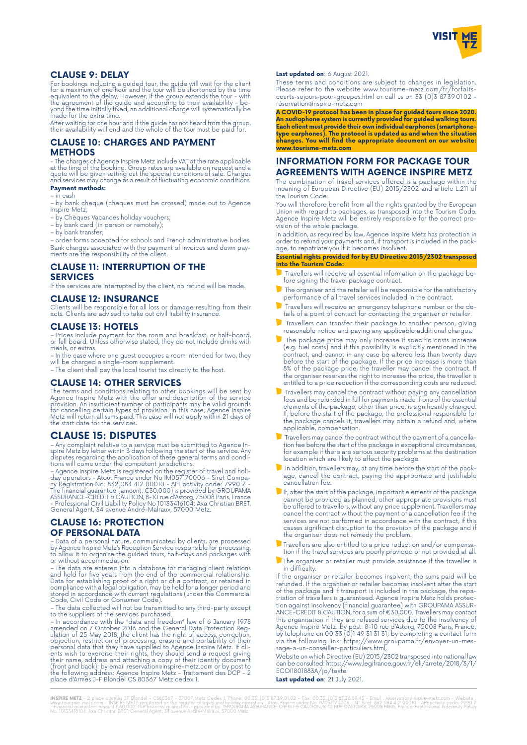## CLAUSE 9: DELAY

For bookings including a guided tour, the guide will wait for the client for a maximum of one hour and the tour will be shortened by the time equivalent to the delay. However, if the group extends the tour - with the agreement of the guide and according to their availability - beyond the time initially fixed, an additional charge will systematically be made for the extra time.

After waiting for one hour and if the guide has not heard from the group, their availability will end and the whole of the tour must be paid for.

## CLAUSE 10: CHARGES AND PAYMENT METHODS

- The charges of Agence Inspire Metz include VAT at the rate applicable at the time of the booking. Group rates are available on request and a quote will be given setting out the special conditions of sale. Charges and services may change as a result of fluctuating economic conditions.

**Payment methods:**

- in cash
- by bank cheque (cheques must be crossed) made out to Agence Inspire Metz;
- by Chèques Vacances holiday vouchers;
- by bank card (in person or remotely);
- by bank transfer;
- order forms accepted for schools and French administrative bodies.

Bank charges associated with the payment of invoices and down payments are the responsibility of the client.

## CLAUSE 11: INTERRUPTION OF THE SERVICES

If the services are interrupted by the client, no refund will be made.

## CLAUSE 12: INSURANCE

Clients will be responsible for all loss or damage resulting from their acts. Clients are advised to take out civil liability insurance.

## CLAUSE 13: HOTELS

- Prices include payment for the room and breakfast, or half-board, or full board. Unless otherwise stated, they do not include drinks with meals, or extras.
- In the case where one guest occupies a room intended for two, they will be charged a single-room supplement.
- The client shall pay the local tourist tax directly to the host.

## CLAUSE 14: OTHER SERVICES

The terms and conditions relating to other bookings will be sent by Agence Inspire Metz with the offer and description of the service provision. An insufficient number of participants may be valid grounds for cancelling certain types of provision. In this case, Agence Inspire Metz will return all sums paid. This case will not apply within 21 days of the start date for the services.

## CLAUSE 15: DISPUTES

- Any complaint relative to a service must be submitted to Agence Inspire Metz by letter within 3 days following the start of the service. Any disputes regarding the application of these general terms and conditions will come under the competent jurisdictions.
- Agence Inspire Metz is registered on the register of travel and holiday operators - Atout France under No IM057170006 - Siret Company Registration No: 832 084 412 00010 - APE activity code: 7990 Z - The financial guarantee (amount: €30,000) is provided by GROUPAMA ASSURANCE-CRÉDIT & CAUTION, 8-10 rue d'Astorg, 75008 Paris, France - Professional Civil Liability Policy No 10133416104: Axa Christian BRET, General Agent, 34 avenue André-Malraux, 57000 Metz.

## CLAUSE 16: PROTECTION OF PERSONAL DATA

- Data of a personal nature, communicated by clients, are processed by Agence Inspire Metz's Reception Service responsible for processing, to allow it to organise the guided tours, half-days and packages with or without accommodation.
- The data are entered into a database for managing client relations and held for five years from the end of the commercial relationship. Data for establishing proof of a right or of a contract, or retained in compliance with a legal obligation, may be held for a longer period and stored in accordance with current regulations (under the Commercial Code, Civil Code or Consumer Code).
- The data collected will not be transmitted to any third-party except to the suppliers of the services purchased.
- In accordance with the "data and freedom" law of 6 January 1978 amended on 7 October 2016 and the General Data Protection Regulation of 25 May 2018, the client has the right of access, correction, objection, restriction of processing, erasure and portability of their personal data that they have supplied to Agence Inspire Metz. If clients wish to exercise their rights, they should send a request giving their name, address and attaching a copy of their identity document (front and back): by email reservation@inspire-metz.com or by post to the following address: Agence Inspire Metz - Traitement des DCP - 2 place d'Armes J-F Blondel CS 80367 Metz cedex 1.

**Last updated on**: 6 August 2021.

These terms and conditions are subject to changes in legislation. Please refer to the website www.tourisme-metz.com/fr/forfaits-courts-sejours-pour-groupes.html or call us on 33 (0)3 87 39 01 02 - réservation@inspire-metz.com

**A COVID-19 protocol has been in place for guided tours since 2020. An audiophone system is currently provided for guided walking tours. Each client must provide their own individual earphones (smartphone-type earphones). The protocol is updated as and when the situation changes. You will find the appropriate document on our website: www.tourisme-metz.com**

## INFORMATION FORM FOR PACKAGE TOUR AGREEMENTS WITH AGENCE INSPIRE METZ

The combination of travel services offered is a package within the meaning of European Directive (EU) 2015/2302 and article L.211 of the Tourism Code.

You will therefore benefit from all the rights granted by the European Union with regard to packages, as transposed into the Tourism Code. Agence Inspire Metz will be entirely responsible for the correct provision of the whole package.

In addition, as required by law, Agence Inspire Metz has protection in order to refund your payments and, if transport is included in the package, to repatriate you if it becomes insolvent.

**Essential rights provided for by EU Directive 2015/2302 transposed into the Tourism Code:**

- Travellers will receive all essential information on the package before signing the travel package contract.
- The organiser and the retailer will be responsible for the satisfactory performance of all travel services included in the contract.
- Travellers will receive an emergency telephone number or the details of a point of contact for contacting the organiser or retailer.
- Travellers can transfer their package to another person, giving reasonable notice and paying any applicable additional charges.
- The package price may only increase if specific costs increase (e.g. fuel costs) and if this possibility is explicitly mentioned in the contract, and cannot in any case be altered less than twenty days before the start of the package. If the price increase is more than 8% of the package price, the traveller may cancel the contract. If the organiser reserves the right to increase the price, the traveller is entitled to a price reduction if the corresponding costs are reduced.
- Travellers may cancel the contract without paying any cancellation fees and be refunded in full for payments made if one of the essential elements of the package, other than price, is significantly changed. If, before the start of the package, the professional responsible for the package cancels it, travellers may obtain a refund and, where applicable, compensation.
- Travellers may cancel the contract without the payment of a cancellation fee before the start of the package in exceptional circumstances, for example if there are serious security problems at the destination location which are likely to affect the package.
- In addition, travellers may, at any time before the start of the package, cancel the contract, paying the appropriate and justifiable cancellation fee.
- If, after the start of the package, important elements of the package cannot be provided as planned, other appropriate provisions must be offered to travellers, without any price supplement. Travellers may cancel the contract without the payment of a cancellation fee if the services are not performed in accordance with the contract, if this causes significant disruption to the provision of the package and if the organiser does not remedy the problem.
- Travellers are also entitled to a price reduction and/or compensation if the travel services are poorly provided or not provided at all.
- The organiser or retailer must provide assistance if the traveller is in difficulty.

If the organiser or retailer becomes insolvent, the sums paid will be refunded. If the organiser or retailer becomes insolvent after the start of the package and if transport is included in the package, the repatriation of travellers is guaranteed. Agence Inspire Metz holds protection against insolvency (financial guarantee) with GROUPAMA ASSURANCE-CREDIT & CAUTION, for a sum of €30,000. Travellers may contact this organisation if they are refused services due to the insolvency of Agence Inspire Metz: by post: 8-10 rue d'Astorg, 75008 Paris, France; by telephone on 00 33 (0)1 49 31 31 31; by completing a contact form via the following link: https://www.groupama.fr/envoyer-un-message-a-un-conseiller-particuliers.html,

Website on which Directive (EU) 2015/2302 transposed into national law can be consulted: https://www.legifrance.gouv.fr/eli/arrete/2018/3/1/ECOI1801883A/jo/texte

**Last updated on**: 21 July 2021.

**INSPIRE METZ** - 2 place d'Armes J.F. Blondel - CS80367 - 57007 Metz Cedex 1. Phone: 00.33. (0)3 87.39.01.02 - Fax: 00.33. (0)3.87.36.59.43 - Email : reservation@inspire-metz.com - Website www.tourisme-metz.com - INSPIRE METZ registered on the register of travel and holiday operators - Atout France under No. IM057170006 - N° Siret: 832 084 412 00010 - APE activity code: 7990 Z - Financial guarantee: amount €30,000. The financial guarantee is provided by: GROUPAMA ASSURANCE-CRÉDIT & CAUTION, 8-10 RUE D'ASTORG, 75008 PARIS, France. Professional Indemnity Policy No. 10133416104: Axa Christian BRET, General Agent, 34 avenue André-Malraux, 57000 Metz